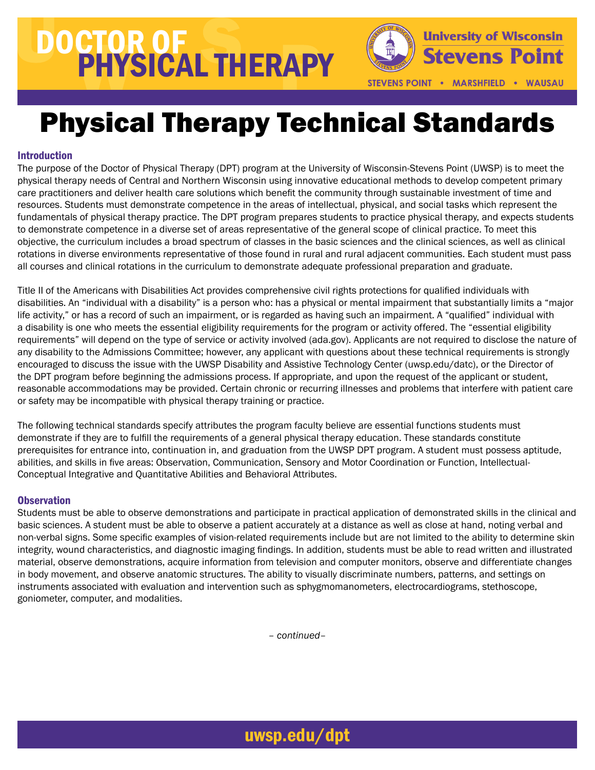# DOCTOR OF PHYSICAL THERAPY

University of Wisconsin Stevens Point

STEVENS POINT • MARSHFIELD • WAUSAU

# Physical Therapy Technical Standards

## Introduction

The purpose of the Doctor of Physical Therapy (DPT) program at the University of Wisconsin-Stevens Point (UWSP) is to meet the physical therapy needs of Central and Northern Wisconsin using innovative educational methods to develop competent primary care practitioners and deliver health care solutions which benefit the community through sustainable investment of time and resources. Students must demonstrate competence in the areas of intellectual, physical, and social tasks which represent the fundamentals of physical therapy practice. The DPT program prepares students to practice physical therapy, and expects students to demonstrate competence in a diverse set of areas representative of the general scope of clinical practice. To meet this objective, the curriculum includes a broad spectrum of classes in the basic sciences and the clinical sciences, as well as clinical rotations in diverse environments representative of those found in rural and rural adjacent communities. Each student must pass all courses and clinical rotations in the curriculum to demonstrate adequate professional preparation and graduate.

Title II of the Americans with Disabilities Act provides comprehensive civil rights protections for qualified individuals with disabilities. An "individual with a disability" is a person who: has a physical or mental impairment that substantially limits a "major life activity," or has a record of such an impairment, or is regarded as having such an impairment. A "qualified" individual with a disability is one who meets the essential eligibility requirements for the program or activity offered. The "essential eligibility requirements" will depend on the type of service or activity involved (ada.gov). Applicants are not required to disclose the nature of any disability to the Admissions Committee; however, any applicant with questions about these technical requirements is strongly encouraged to discuss the issue with the UWSP Disability and Assistive Technology Center (uwsp.edu/datc), or the Director of the DPT program before beginning the admissions process. If appropriate, and upon the request of the applicant or student, reasonable accommodations may be provided. Certain chronic or recurring illnesses and problems that interfere with patient care or safety may be incompatible with physical therapy training or practice.

The following technical standards specify attributes the program faculty believe are essential functions students must demonstrate if they are to fulfill the requirements of a general physical therapy education. These standards constitute prerequisites for entrance into, continuation in, and graduation from the UWSP DPT program. A student must possess aptitude, abilities, and skills in five areas: Observation, Communication, Sensory and Motor Coordination or Function, Intellectual-Conceptual Integrative and Quantitative Abilities and Behavioral Attributes.

## Observation

Students must be able to observe demonstrations and participate in practical application of demonstrated skills in the clinical and basic sciences. A student must be able to observe a patient accurately at a distance as well as close at hand, noting verbal and non-verbal signs. Some specific examples of vision-related requirements include but are not limited to the ability to determine skin integrity, wound characteristics, and diagnostic imaging findings. In addition, students must be able to read written and illustrated material, observe demonstrations, acquire information from television and computer monitors, observe and differentiate changes in body movement, and observe anatomic structures. The ability to visually discriminate numbers, patterns, and settings on instruments associated with evaluation and intervention such as sphygmomanometers, electrocardiograms, stethoscope, goniometer, computer, and modalities.

*– continued–*

uwsp.edu/dpt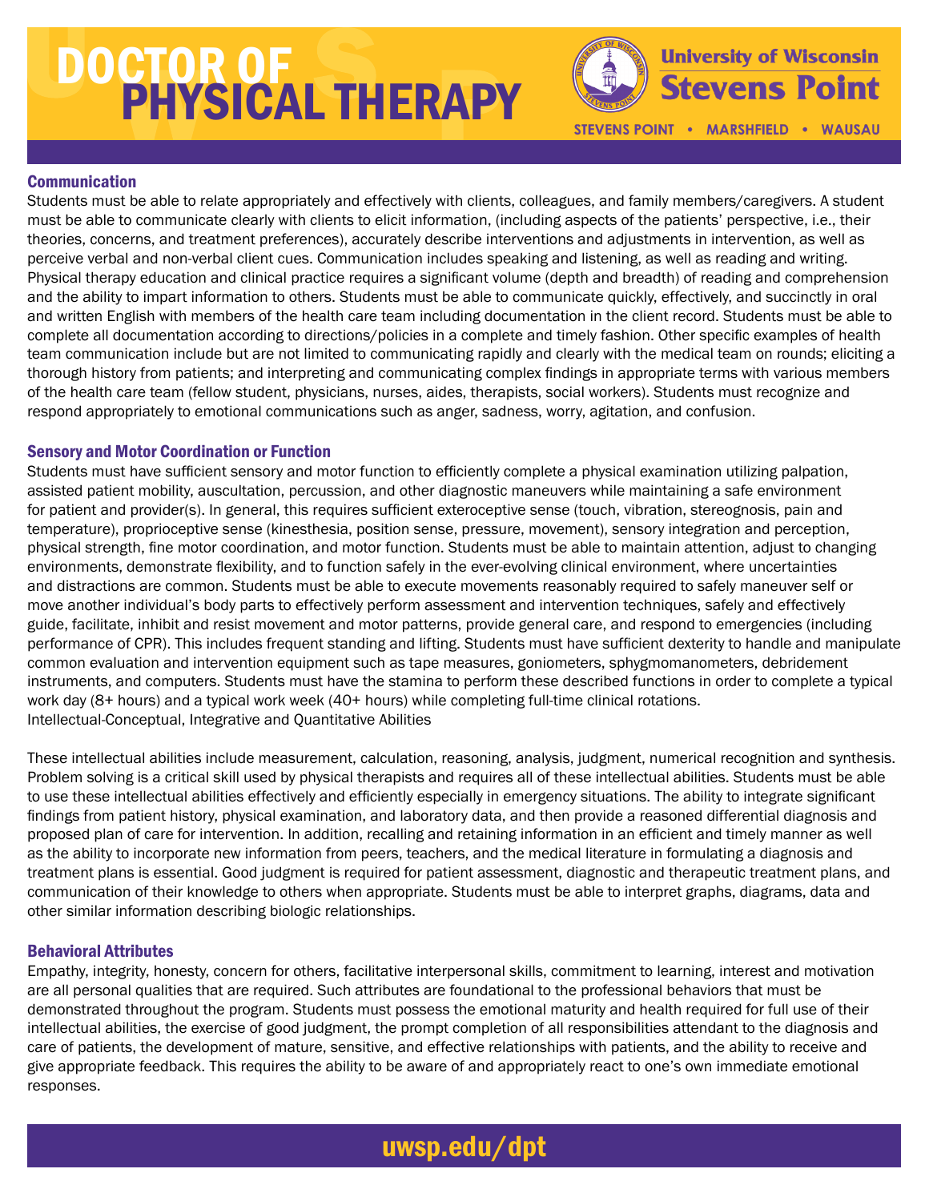# DOCTOR OF PHYSICAL THERAPY

University of Wisconsin Stevens Point

STEVENS POINT • MARSHFIELD • WAUSAU

### Communication

Students must be able to relate appropriately and effectively with clients, colleagues, and family members/caregivers. A student must be able to communicate clearly with clients to elicit information, (including aspects of the patients' perspective, i.e., their theories, concerns, and treatment preferences), accurately describe interventions and adjustments in intervention, as well as perceive verbal and non-verbal client cues. Communication includes speaking and listening, as well as reading and writing. Physical therapy education and clinical practice requires a significant volume (depth and breadth) of reading and comprehension and the ability to impart information to others. Students must be able to communicate quickly, effectively, and succinctly in oral and written English with members of the health care team including documentation in the client record. Students must be able to complete all documentation according to directions/policies in a complete and timely fashion. Other specific examples of health team communication include but are not limited to communicating rapidly and clearly with the medical team on rounds; eliciting a thorough history from patients; and interpreting and communicating complex findings in appropriate terms with various members of the health care team (fellow student, physicians, nurses, aides, therapists, social workers). Students must recognize and respond appropriately to emotional communications such as anger, sadness, worry, agitation, and confusion.

### Sensory and Motor Coordination or Function

Students must have sufficient sensory and motor function to efficiently complete a physical examination utilizing palpation, assisted patient mobility, auscultation, percussion, and other diagnostic maneuvers while maintaining a safe environment for patient and provider(s). In general, this requires sufficient exteroceptive sense (touch, vibration, stereognosis, pain and temperature), proprioceptive sense (kinesthesia, position sense, pressure, movement), sensory integration and perception, physical strength, fine motor coordination, and motor function. Students must be able to maintain attention, adjust to changing environments, demonstrate flexibility, and to function safely in the ever-evolving clinical environment, where uncertainties and distractions are common. Students must be able to execute movements reasonably required to safely maneuver self or move another individual's body parts to effectively perform assessment and intervention techniques, safely and effectively guide, facilitate, inhibit and resist movement and motor patterns, provide general care, and respond to emergencies (including performance of CPR). This includes frequent standing and lifting. Students must have sufficient dexterity to handle and manipulate common evaluation and intervention equipment such as tape measures, goniometers, sphygmomanometers, debridement instruments, and computers. Students must have the stamina to perform these described functions in order to complete a typical work day (8+ hours) and a typical work week (40+ hours) while completing full-time clinical rotations.

Intellectual-Conceptual, Integrative and Quantitative Abilities

These intellectual abilities include measurement, calculation, reasoning, analysis, judgment, numerical recognition and synthesis. Problem solving is a critical skill used by physical therapists and requires all of these intellectual abilities. Students must be able to use these intellectual abilities effectively and efficiently especially in emergency situations. The ability to integrate significant findings from patient history, physical examination, and laboratory data, and then provide a reasoned differential diagnosis and proposed plan of care for intervention. In addition, recalling and retaining information in an efficient and timely manner as well as the ability to incorporate new information from peers, teachers, and the medical literature in formulating a diagnosis and treatment plans is essential. Good judgment is required for patient assessment, diagnostic and therapeutic treatment plans, and communication of their knowledge to others when appropriate. Students must be able to interpret graphs, diagrams, data and other similar information describing biologic relationships.

### Behavioral Attributes

Empathy, integrity, honesty, concern for others, facilitative interpersonal skills, commitment to learning, interest and motivation are all personal qualities that are required. Such attributes are foundational to the professional behaviors that must be demonstrated throughout the program. Students must possess the emotional maturity and health required for full use of their intellectual abilities, the exercise of good judgment, the prompt completion of all responsibilities attendant to the diagnosis and care of patients, the development of mature, sensitive, and effective relationships with patients, and the ability to receive and give appropriate feedback. This requires the ability to be aware of and appropriately react to one's own immediate emotional responses.

uwsp.edu/dpt